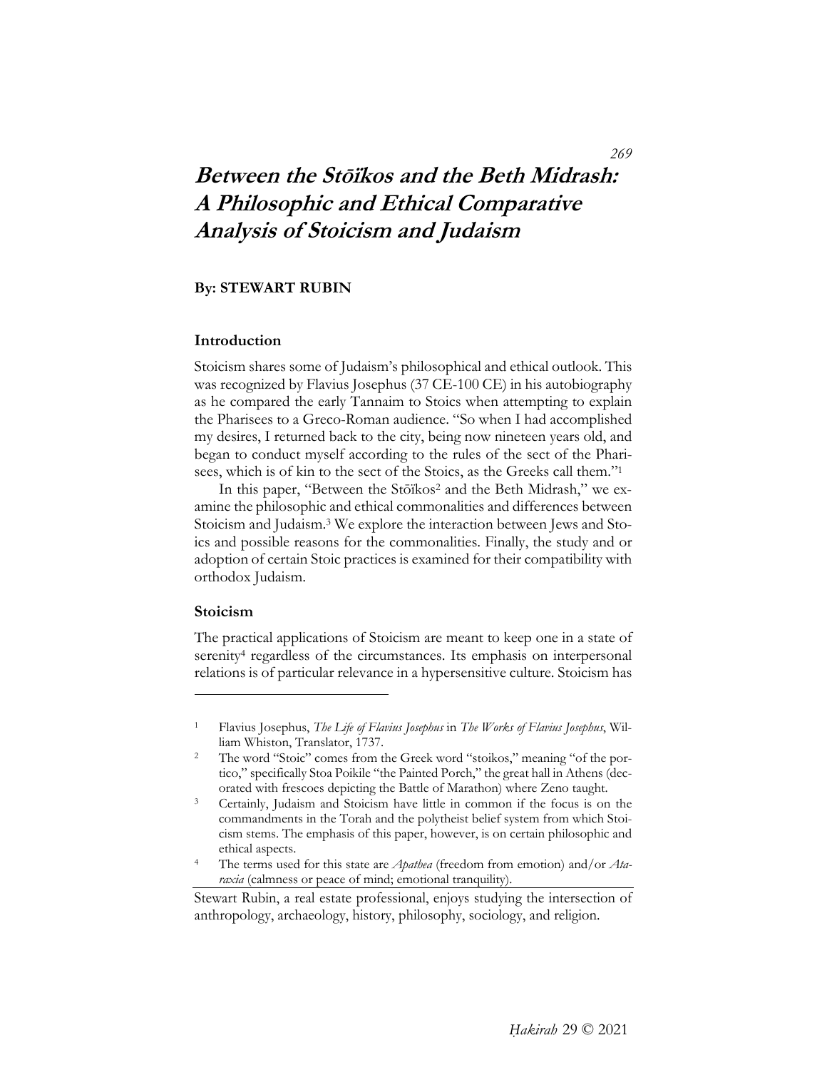# *Between the Stōïkos and the Beth Midrash: A Philosophic and Ethical Comparative Analysis of Stoicism and Judaism*

**By: STEWART RUBIN**

## Introduction

Stoicism shares some of Judaism's philosophical and ethical outlook. This was recognized by Flavius Josephus (37 CE-100 CE) in his autobiography as he compared the early Tannaim to Stoics when attempting to explain the Pharisees to a Greco-Roman audience. "So when I had accomplished my desires, I returned back to the city, being now nineteen years old, and began to conduct myself according to the rules of the sect of the Pharisees, which is of kin to the sect of the Stoics, as the Greeks call them."[1]

In this paper, "Between the Stōïkos[2] and the Beth Midrash," we examine the philosophic and ethical commonalities and differences between Stoicism and Judaism.[3] We explore the interaction between Jews and Stoics and possible reasons for the commonalities. Finally, the study and or adoption of certain Stoic practices is examined for their compatibility with orthodox Judaism.

## Stoicism

The practical applications of Stoicism are meant to keep one in a state of serenity[4] regardless of the circumstances. Its emphasis on interpersonal relations is of particular relevance in a hypersensitive culture. Stoicism has

---

[1] Flavius Josephus, *The Life of Flavius Josephus* in *The Works of Flavius Josephus*, William Whiston, Translator, 1737.

[2] The word "Stoic" comes from the Greek word "stoikos," meaning "of the portico," specifically Stoa Poikile "the Painted Porch," the great hall in Athens (decorated with frescoes depicting the Battle of Marathon) where Zeno taught.

[3] Certainly, Judaism and Stoicism have little in common if the focus is on the commandments in the Torah and the polytheist belief system from which Stoicism stems. The emphasis of this paper, however, is on certain philosophic and ethical aspects.

[4] The terms used for this state are *Apathea* (freedom from emotion) and/or *Ataraxia* (calmness or peace of mind; emotional tranquility).

Stewart Rubin, a real estate professional, enjoys studying the intersection of anthropology, archaeology, history, philosophy, sociology, and religion.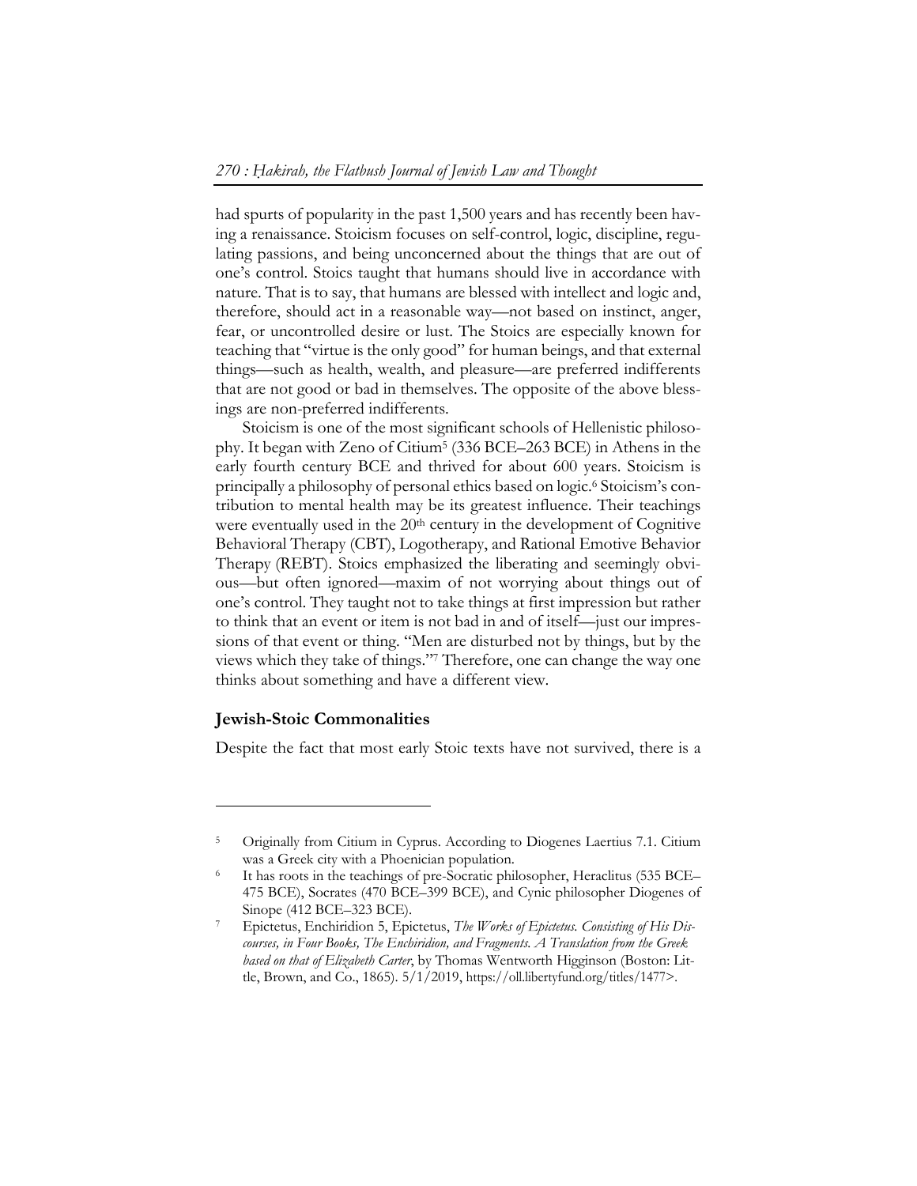had spurts of popularity in the past 1,500 years and has recently been having a renaissance. Stoicism focuses on self-control, logic, discipline, regulating passions, and being unconcerned about the things that are out of one's control. Stoics taught that humans should live in accordance with nature. That is to say, that humans are blessed with intellect and logic and, therefore, should act in a reasonable way—not based on instinct, anger, fear, or uncontrolled desire or lust. The Stoics are especially known for teaching that "virtue is the only good" for human beings, and that external things—such as health, wealth, and pleasure—are preferred indifferents that are not good or bad in themselves. The opposite of the above blessings are non-preferred indifferents.

Stoicism is one of the most significant schools of Hellenistic philosophy. It began with Zeno of Citium[5] (336 BCE–263 BCE) in Athens in the early fourth century BCE and thrived for about 600 years. Stoicism is principally a philosophy of personal ethics based on logic.[6] Stoicism's contribution to mental health may be its greatest influence. Their teachings were eventually used in the 20th century in the development of Cognitive Behavioral Therapy (CBT), Logotherapy, and Rational Emotive Behavior Therapy (REBT). Stoics emphasized the liberating and seemingly obvious—but often ignored—maxim of not worrying about things out of one's control. They taught not to take things at first impression but rather to think that an event or item is not bad in and of itself—just our impressions of that event or thing. "Men are disturbed not by things, but by the views which they take of things."[7] Therefore, one can change the way one thinks about something and have a different view.

## Jewish-Stoic Commonalities

Despite the fact that most early Stoic texts have not survived, there is a

---

[5] Originally from Citium in Cyprus. According to Diogenes Laertius 7.1. Citium was a Greek city with a Phoenician population.

[6] It has roots in the teachings of pre-Socratic philosopher, Heraclitus (535 BCE–475 BCE), Socrates (470 BCE–399 BCE), and Cynic philosopher Diogenes of Sinope (412 BCE–323 BCE).

[7] Epictetus, Enchiridion 5, Epictetus, *The Works of Epictetus. Consisting of His Discourses, in Four Books, The Enchiridion, and Fragments. A Translation from the Greek based on that of Elizabeth Carter*, by Thomas Wentworth Higginson (Boston: Little, Brown, and Co., 1865). 5/1/2019, https://oll.libertyfund.org/titles/1477>.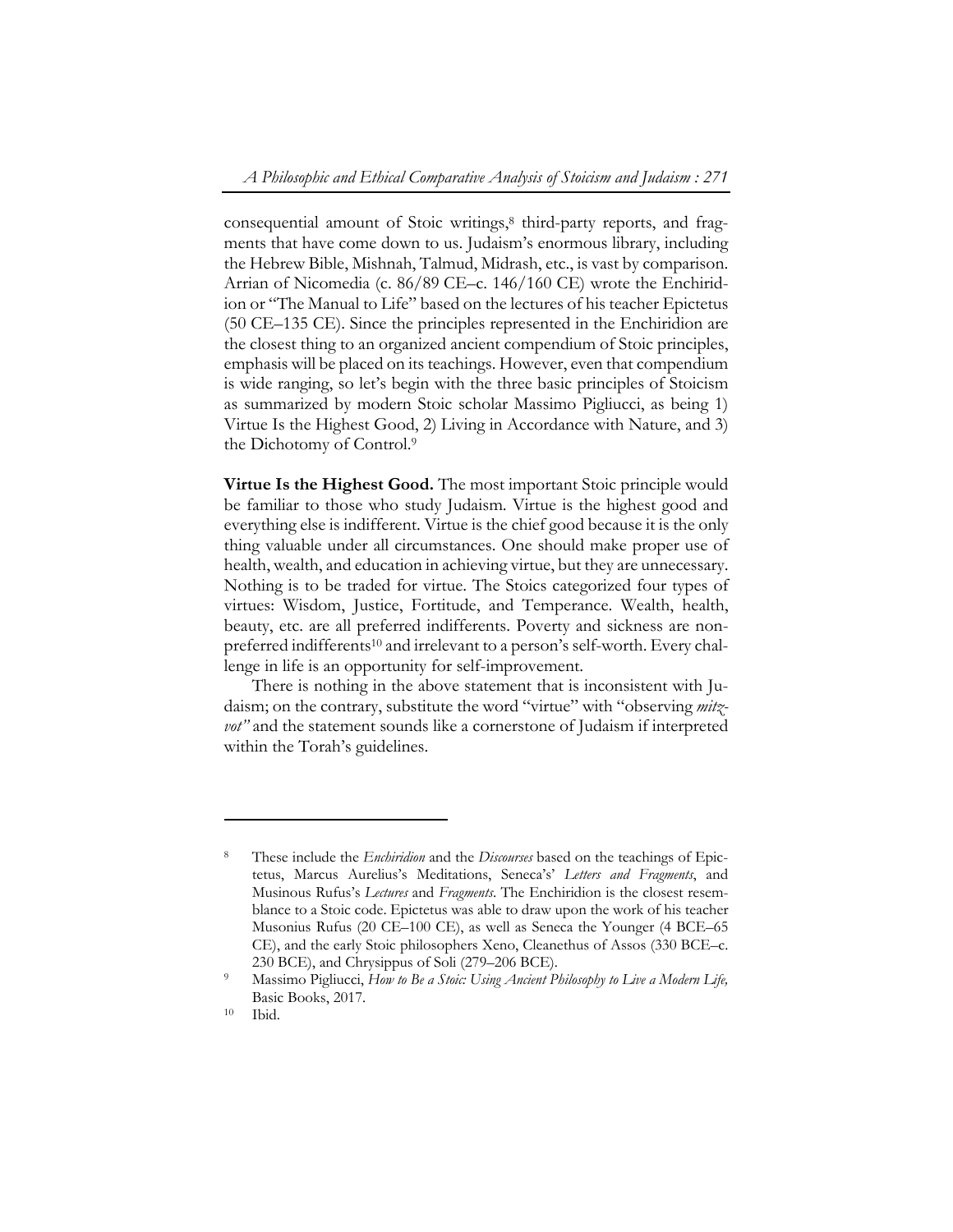consequential amount of Stoic writings,[8] third-party reports, and fragments that have come down to us. Judaism's enormous library, including the Hebrew Bible, Mishnah, Talmud, Midrash, etc., is vast by comparison. Arrian of Nicomedia (c. 86/89 CE–c. 146/160 CE) wrote the Enchiridion or "The Manual to Life" based on the lectures of his teacher Epictetus (50 CE–135 CE). Since the principles represented in the Enchiridion are the closest thing to an organized ancient compendium of Stoic principles, emphasis will be placed on its teachings. However, even that compendium is wide ranging, so let's begin with the three basic principles of Stoicism as summarized by modern Stoic scholar Massimo Pigliucci, as being 1) Virtue Is the Highest Good, 2) Living in Accordance with Nature, and 3) the Dichotomy of Control.[9]

**Virtue Is the Highest Good.** The most important Stoic principle would be familiar to those who study Judaism. Virtue is the highest good and everything else is indifferent. Virtue is the chief good because it is the only thing valuable under all circumstances. One should make proper use of health, wealth, and education in achieving virtue, but they are unnecessary. Nothing is to be traded for virtue. The Stoics categorized four types of virtues: Wisdom, Justice, Fortitude, and Temperance. Wealth, health, beauty, etc. are all preferred indifferents. Poverty and sickness are non-preferred indifferents[10] and irrelevant to a person's self-worth. Every challenge in life is an opportunity for self-improvement.

There is nothing in the above statement that is inconsistent with Judaism; on the contrary, substitute the word "virtue" with "observing *mitzvot"* and the statement sounds like a cornerstone of Judaism if interpreted within the Torah's guidelines.

---

[8] These include the *Enchiridion* and the *Discourses* based on the teachings of Epictetus, Marcus Aurelius's Meditations, Seneca's' *Letters and Fragments*, and Musinous Rufus's *Lectures* and *Fragments*. The Enchiridion is the closest resemblance to a Stoic code. Epictetus was able to draw upon the work of his teacher Musonius Rufus (20 CE–100 CE), as well as Seneca the Younger (4 BCE–65 CE), and the early Stoic philosophers Xeno, Cleanethus of Assos (330 BCE–c. 230 BCE), and Chrysippus of Soli (279–206 BCE).

[9] Massimo Pigliucci, *How to Be a Stoic: Using Ancient Philosophy to Live a Modern Life,* Basic Books, 2017.

[10] Ibid.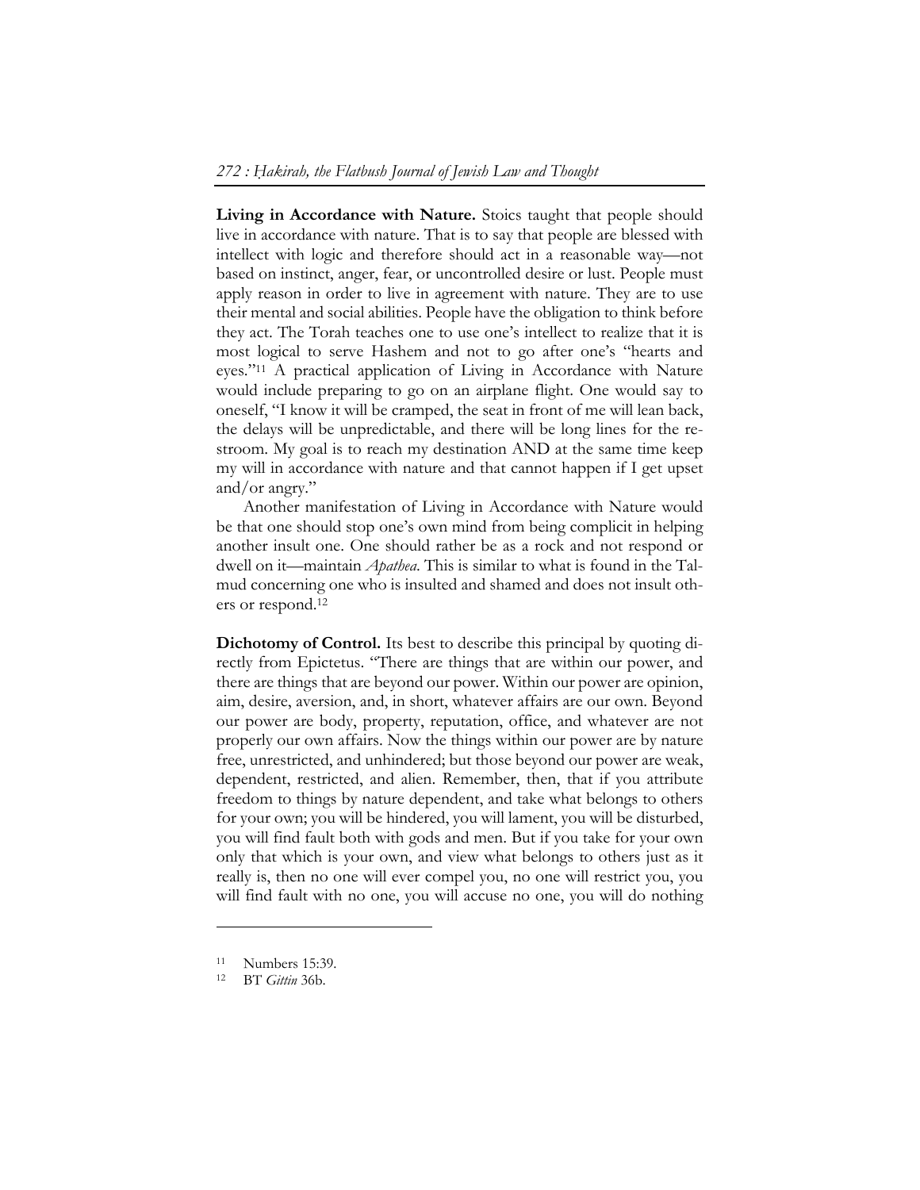**Living in Accordance with Nature.** Stoics taught that people should live in accordance with nature. That is to say that people are blessed with intellect with logic and therefore should act in a reasonable way—not based on instinct, anger, fear, or uncontrolled desire or lust. People must apply reason in order to live in agreement with nature. They are to use their mental and social abilities. People have the obligation to think before they act. The Torah teaches one to use one's intellect to realize that it is most logical to serve Hashem and not to go after one's "hearts and eyes."[11] A practical application of Living in Accordance with Nature would include preparing to go on an airplane flight. One would say to oneself, "I know it will be cramped, the seat in front of me will lean back, the delays will be unpredictable, and there will be long lines for the restroom. My goal is to reach my destination AND at the same time keep my will in accordance with nature and that cannot happen if I get upset and/or angry."

Another manifestation of Living in Accordance with Nature would be that one should stop one's own mind from being complicit in helping another insult one. One should rather be as a rock and not respond or dwell on it—maintain *Apathea*. This is similar to what is found in the Talmud concerning one who is insulted and shamed and does not insult others or respond.[12]

**Dichotomy of Control.** Its best to describe this principal by quoting directly from Epictetus. "There are things that are within our power, and there are things that are beyond our power. Within our power are opinion, aim, desire, aversion, and, in short, whatever affairs are our own. Beyond our power are body, property, reputation, office, and whatever are not properly our own affairs. Now the things within our power are by nature free, unrestricted, and unhindered; but those beyond our power are weak, dependent, restricted, and alien. Remember, then, that if you attribute freedom to things by nature dependent, and take what belongs to others for your own; you will be hindered, you will lament, you will be disturbed, you will find fault both with gods and men. But if you take for your own only that which is your own, and view what belongs to others just as it really is, then no one will ever compel you, no one will restrict you, you will find fault with no one, you will accuse no one, you will do nothing

---

[11] Numbers 15:39.

[12] BT *Gittin* 36b.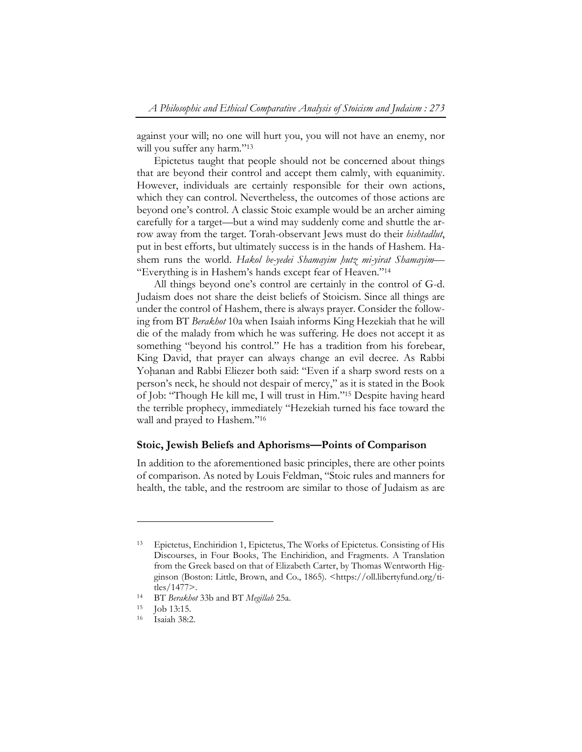against your will; no one will hurt you, you will not have an enemy, nor will you suffer any harm."[13]

Epictetus taught that people should not be concerned about things that are beyond their control and accept them calmly, with equanimity. However, individuals are certainly responsible for their own actions, which they can control. Nevertheless, the outcomes of those actions are beyond one's control. A classic Stoic example would be an archer aiming carefully for a target—but a wind may suddenly come and shuttle the arrow away from the target. Torah-observant Jews must do their *hishtadlut*, put in best efforts, but ultimately success is in the hands of Hashem. Hashem runs the world. *Hakol be-yedei Shamayim ḥutz mi-yirat Shamayim*—"Everything is in Hashem's hands except fear of Heaven."[14]

All things beyond one's control are certainly in the control of G-d. Judaism does not share the deist beliefs of Stoicism. Since all things are under the control of Hashem, there is always prayer. Consider the following from BT *Berakhot* 10a when Isaiah informs King Hezekiah that he will die of the malady from which he was suffering. He does not accept it as something "beyond his control." He has a tradition from his forebear, King David, that prayer can always change an evil decree. As Rabbi Yoḥanan and Rabbi Eliezer both said: "Even if a sharp sword rests on a person's neck, he should not despair of mercy," as it is stated in the Book of Job: "Though He kill me, I will trust in Him."[15] Despite having heard the terrible prophecy, immediately "Hezekiah turned his face toward the wall and prayed to Hashem."[16]

## Stoic, Jewish Beliefs and Aphorisms—Points of Comparison

In addition to the aforementioned basic principles, there are other points of comparison. As noted by Louis Feldman, "Stoic rules and manners for health, the table, and the restroom are similar to those of Judaism as are

---

[13] Epictetus, Enchiridion 1, Epictetus, The Works of Epictetus. Consisting of His Discourses, in Four Books, The Enchiridion, and Fragments. A Translation from the Greek based on that of Elizabeth Carter, by Thomas Wentworth Higginson (Boston: Little, Brown, and Co., 1865). <https://oll.libertyfund.org/titles/1477>.

[14] BT *Berakhot* 33b and BT *Megillah* 25a.

[15] Job 13:15.

[16] Isaiah 38:2.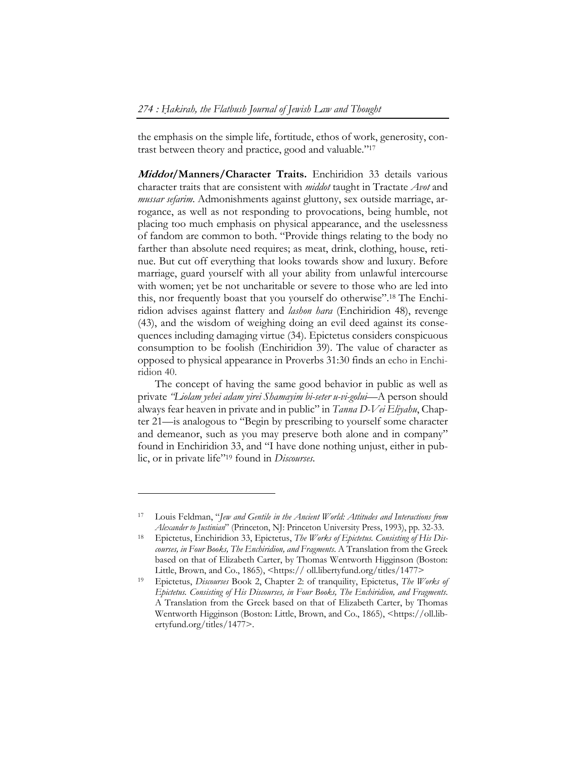the emphasis on the simple life, fortitude, ethos of work, generosity, contrast between theory and practice, good and valuable."[17]

***Middot*/Manners/Character Traits.** Enchiridion 33 details various character traits that are consistent with *middot* taught in Tractate *Avot* and *mussar sefarim*. Admonishments against gluttony, sex outside marriage, arrogance, as well as not responding to provocations, being humble, not placing too much emphasis on physical appearance, and the uselessness of fandom are common to both. "Provide things relating to the body no farther than absolute need requires; as meat, drink, clothing, house, retinue. But cut off everything that looks towards show and luxury. Before marriage, guard yourself with all your ability from unlawful intercourse with women; yet be not uncharitable or severe to those who are led into this, nor frequently boast that you yourself do otherwise".[18] The Enchiridion advises against flattery and *lashon hara* (Enchiridion 48), revenge (43), and the wisdom of weighing doing an evil deed against its consequences including damaging virtue (34). Epictetus considers conspicuous consumption to be foolish (Enchiridion 39). The value of character as opposed to physical appearance in Proverbs 31:30 finds an echo in Enchiridion 40.

The concept of having the same good behavior in public as well as private *"L'olam yehei adam yirei Shamayim bi-seter u-vi-golui*—A person should always fear heaven in private and in public" in *Tanna D-Vei Eliyahu*, Chapter 21—is analogous to "Begin by prescribing to yourself some character and demeanor, such as you may preserve both alone and in company" found in Enchiridion 33, and "I have done nothing unjust, either in public, or in private life"[19] found in *Discourses*.

---

[17] Louis Feldman, "*Jew and Gentile in the Ancient World: Attitudes and Interactions from Alexander to Justinian*" (Princeton, NJ: Princeton University Press, 1993), pp. 32-33.

[18] Epictetus, Enchiridion 33, Epictetus, *The Works of Epictetus. Consisting of His Discourses, in Four Books, The Enchiridion, and Fragments*. A Translation from the Greek based on that of Elizabeth Carter, by Thomas Wentworth Higginson (Boston: Little, Brown, and Co., 1865), <https:// oll.libertyfund.org/titles/1477>

[19] Epictetus, *Discourses* Book 2, Chapter 2: of tranquility, Epictetus, *The Works of Epictetus. Consisting of His Discourses, in Four Books, The Enchiridion, and Fragments*. A Translation from the Greek based on that of Elizabeth Carter, by Thomas Wentworth Higginson (Boston: Little, Brown, and Co., 1865), <https://oll.libertyfund.org/titles/1477>.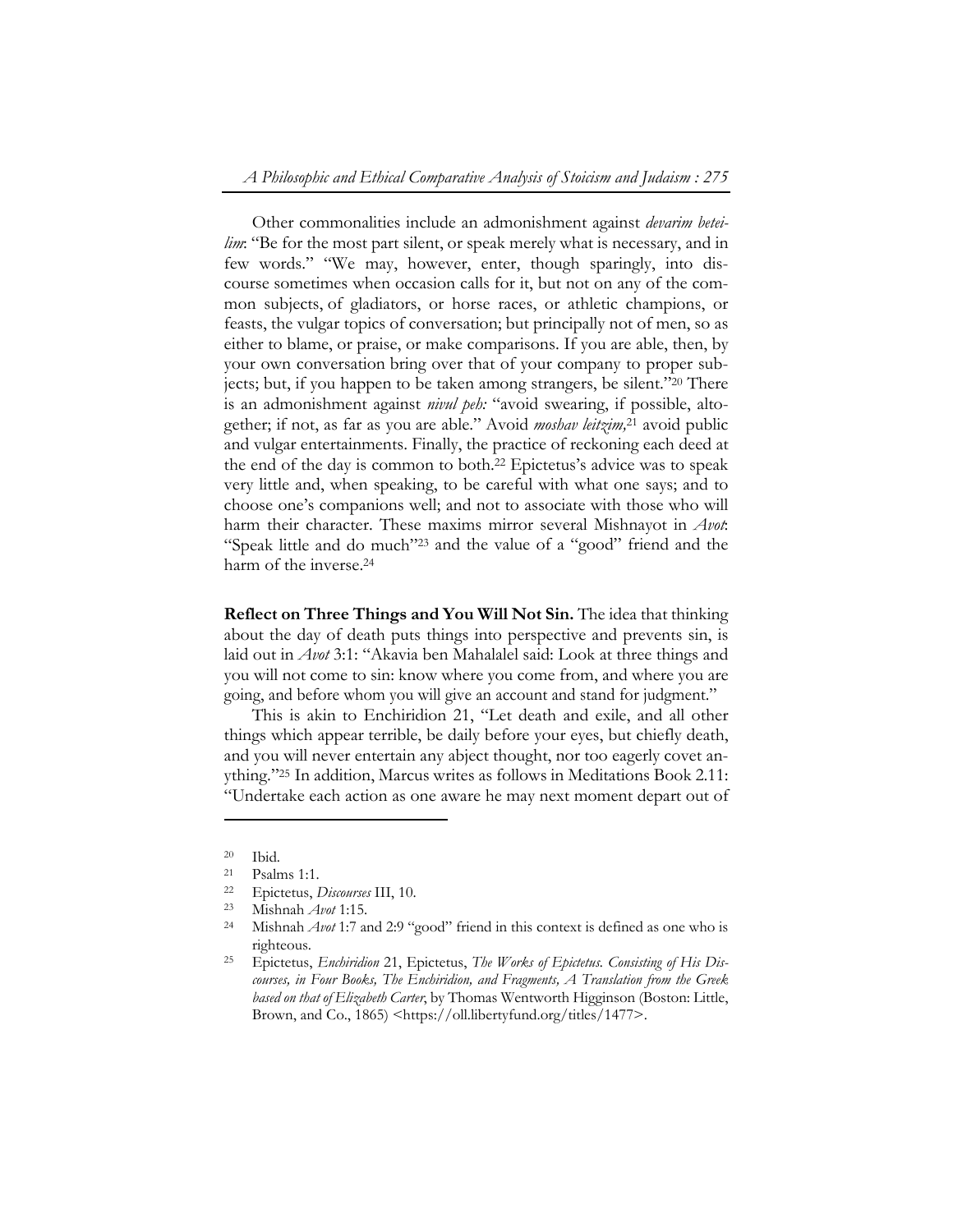Other commonalities include an admonishment against *devarim beteilim*: "Be for the most part silent, or speak merely what is necessary, and in few words." "We may, however, enter, though sparingly, into discourse sometimes when occasion calls for it, but not on any of the common subjects, of gladiators, or horse races, or athletic champions, or feasts, the vulgar topics of conversation; but principally not of men, so as either to blame, or praise, or make comparisons. If you are able, then, by your own conversation bring over that of your company to proper subjects; but, if you happen to be taken among strangers, be silent."[20] There is an admonishment against *nivul peh:* "avoid swearing, if possible, altogether; if not, as far as you are able." Avoid *moshav leitzim,*[21] avoid public and vulgar entertainments. Finally, the practice of reckoning each deed at the end of the day is common to both.[22] Epictetus's advice was to speak very little and, when speaking, to be careful with what one says; and to choose one's companions well; and not to associate with those who will harm their character. These maxims mirror several Mishnayot in *Avot*: "Speak little and do much"[23] and the value of a "good" friend and the harm of the inverse.[24]

**Reflect on Three Things and You Will Not Sin.** The idea that thinking about the day of death puts things into perspective and prevents sin, is laid out in *Avot* 3:1: "Akavia ben Mahalalel said: Look at three things and you will not come to sin: know where you come from, and where you are going, and before whom you will give an account and stand for judgment."

This is akin to Enchiridion 21, "Let death and exile, and all other things which appear terrible, be daily before your eyes, but chiefly death, and you will never entertain any abject thought, nor too eagerly covet anything."[25] In addition, Marcus writes as follows in Meditations Book 2.11: "Undertake each action as one aware he may next moment depart out of

---

[20] Ibid.

[21] Psalms 1:1.

[22] Epictetus, *Discourses* III, 10.

[23] Mishnah *Avot* 1:15.

[24] Mishnah *Avot* 1:7 and 2:9 "good" friend in this context is defined as one who is righteous.

[25] Epictetus, *Enchiridion* 21, Epictetus, *The Works of Epictetus. Consisting of His Discourses, in Four Books, The Enchiridion, and Fragments, A Translation from the Greek based on that of Elizabeth Carter*, by Thomas Wentworth Higginson (Boston: Little, Brown, and Co., 1865) <https://oll.libertyfund.org/titles/1477>.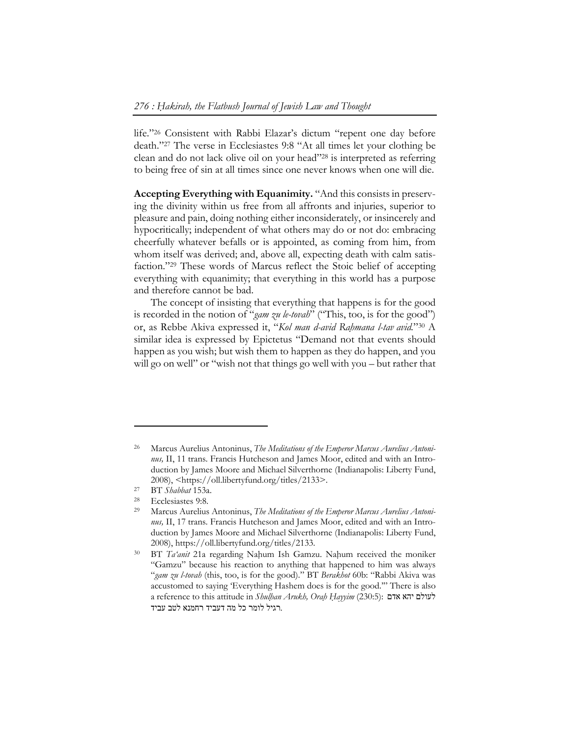life."[26] Consistent with Rabbi Elazar's dictum "repent one day before death."[27] The verse in Ecclesiastes 9:8 "At all times let your clothing be clean and do not lack olive oil on your head"[28] is interpreted as referring to being free of sin at all times since one never knows when one will die.

**Accepting Everything with Equanimity.** "And this consists in preserving the divinity within us free from all affronts and injuries, superior to pleasure and pain, doing nothing either inconsiderately, or insincerely and hypocritically; independent of what others may do or not do: embracing cheerfully whatever befalls or is appointed, as coming from him, from whom itself was derived; and, above all, expecting death with calm satisfaction."[29] These words of Marcus reflect the Stoic belief of accepting everything with equanimity; that everything in this world has a purpose and therefore cannot be bad.

The concept of insisting that everything that happens is for the good is recorded in the notion of "*gam zu le-tovah*" ("This, too, is for the good") or, as Rebbe Akiva expressed it, "*Kol man d-avid Raḥmana l-tav avid.*"[30] A similar idea is expressed by Epictetus "Demand not that events should happen as you wish; but wish them to happen as they do happen, and you will go on well" or "wish not that things go well with you – but rather that

---

[26] Marcus Aurelius Antoninus, *The Meditations of the Emperor Marcus Aurelius Antoninus,* II, 11 trans. Francis Hutcheson and James Moor, edited and with an Introduction by James Moore and Michael Silverthorne (Indianapolis: Liberty Fund, 2008), <https://oll.libertyfund.org/titles/2133>.

[27] BT *Shabbat* 153a.

[28] Ecclesiastes 9:8.

[29] Marcus Aurelius Antoninus, *The Meditations of the Emperor Marcus Aurelius Antoninus,* II, 17 trans. Francis Hutcheson and James Moor, edited and with an Introduction by James Moore and Michael Silverthorne (Indianapolis: Liberty Fund, 2008), https://oll.libertyfund.org/titles/2133.

[30] BT *Ta'anit* 21a regarding Naḥum Ish Gamzu. Naḥum received the moniker "Gamzu" because his reaction to anything that happened to him was always "*gam zu l-tovah* (this, too, is for the good)." BT *Berakhot* 60b: "Rabbi Akiva was accustomed to saying 'Everything Hashem does is for the good.'" There is also a reference to this attitude in *Shulḥan Arukh, Oraḥ Ḥayyim* (230:5): לעולם יהא אדם רגיל לומר כל מה דעביד רחמנא לטב עביד.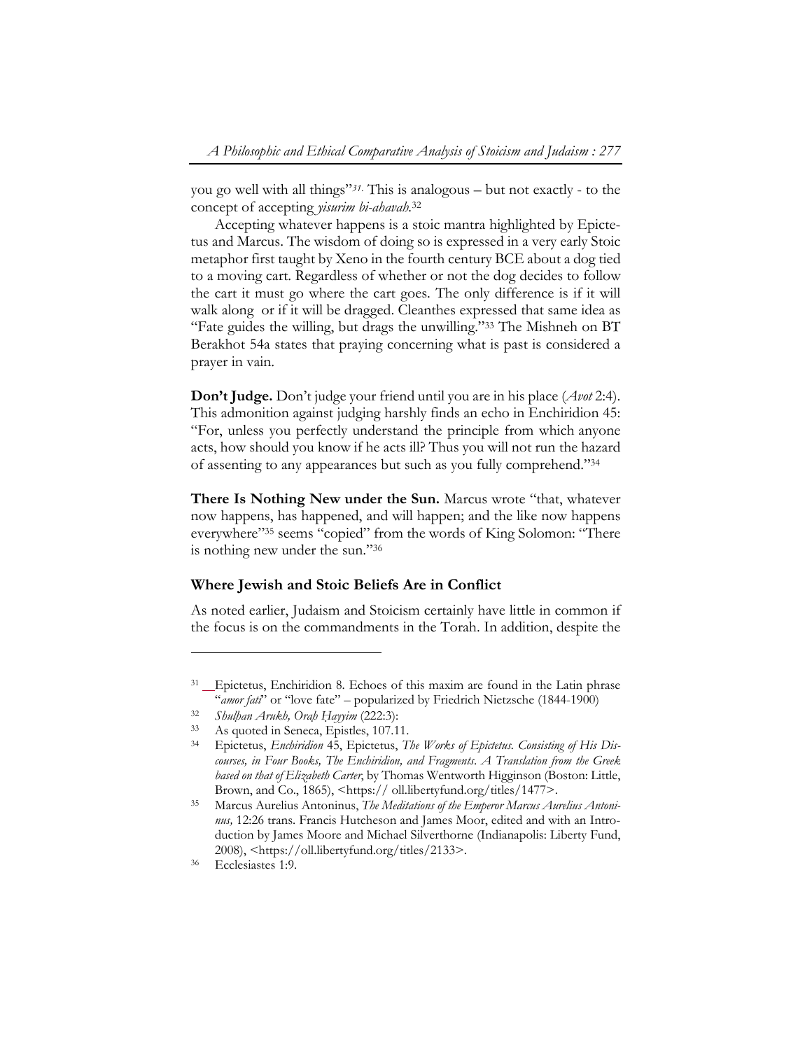you go well with all things"[31]. This is analogous – but not exactly - to the concept of accepting *yisurim bi-ahavah*.[32]

Accepting whatever happens is a stoic mantra highlighted by Epictetus and Marcus. The wisdom of doing so is expressed in a very early Stoic metaphor first taught by Xeno in the fourth century BCE about a dog tied to a moving cart. Regardless of whether or not the dog decides to follow the cart it must go where the cart goes. The only difference is if it will walk along or if it will be dragged. Cleanthes expressed that same idea as "Fate guides the willing, but drags the unwilling."[33] The Mishneh on BT Berakhot 54a states that praying concerning what is past is considered a prayer in vain.

**Don't Judge.** Don't judge your friend until you are in his place (*Avot* 2:4). This admonition against judging harshly finds an echo in Enchiridion 45: "For, unless you perfectly understand the principle from which anyone acts, how should you know if he acts ill? Thus you will not run the hazard of assenting to any appearances but such as you fully comprehend."[34]

**There Is Nothing New under the Sun.** Marcus wrote "that, whatever now happens, has happened, and will happen; and the like now happens everywhere"[35] seems "copied" from the words of King Solomon: "There is nothing new under the sun."[36]

## Where Jewish and Stoic Beliefs Are in Conflict

As noted earlier, Judaism and Stoicism certainly have little in common if the focus is on the commandments in the Torah. In addition, despite the

---

[31] Epictetus, Enchiridion 8. Echoes of this maxim are found in the Latin phrase "*amor fati*" or "love fate" – popularized by Friedrich Nietzsche (1844-1900)

[32] *Shulḥan Arukh, Oraḥ Ḥayyim* (222:3):

[33] As quoted in Seneca, Epistles, 107.11.

[34] Epictetus, *Enchiridion* 45, Epictetus, *The Works of Epictetus. Consisting of His Discourses, in Four Books, The Enchiridion, and Fragments. A Translation from the Greek based on that of Elizabeth Carter*, by Thomas Wentworth Higginson (Boston: Little, Brown, and Co., 1865), <https:// oll.libertyfund.org/titles/1477>.

[35] Marcus Aurelius Antoninus, *The Meditations of the Emperor Marcus Aurelius Antoninus,* 12:26 trans. Francis Hutcheson and James Moor, edited and with an Introduction by James Moore and Michael Silverthorne (Indianapolis: Liberty Fund, 2008), <https://oll.libertyfund.org/titles/2133>.

[36] Ecclesiastes 1:9.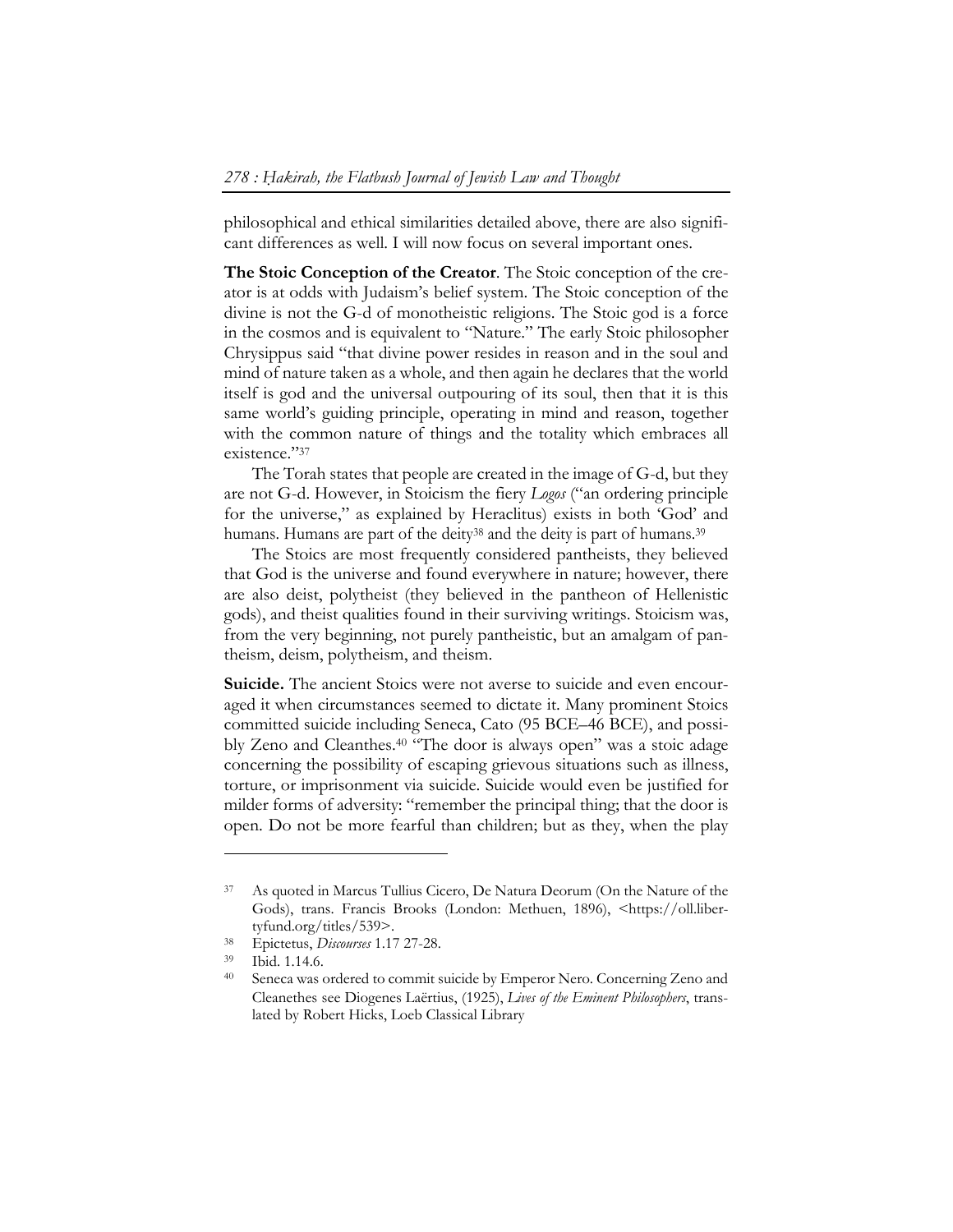philosophical and ethical similarities detailed above, there are also significant differences as well. I will now focus on several important ones.

**The Stoic Conception of the Creator**. The Stoic conception of the creator is at odds with Judaism's belief system. The Stoic conception of the divine is not the G-d of monotheistic religions. The Stoic god is a force in the cosmos and is equivalent to "Nature." The early Stoic philosopher Chrysippus said "that divine power resides in reason and in the soul and mind of nature taken as a whole, and then again he declares that the world itself is god and the universal outpouring of its soul, then that it is this same world's guiding principle, operating in mind and reason, together with the common nature of things and the totality which embraces all existence."[37]

The Torah states that people are created in the image of G-d, but they are not G-d. However, in Stoicism the fiery *Logos* ("an ordering principle for the universe," as explained by Heraclitus) exists in both 'God' and humans. Humans are part of the deity[38] and the deity is part of humans.[39]

The Stoics are most frequently considered pantheists, they believed that God is the universe and found everywhere in nature; however, there are also deist, polytheist (they believed in the pantheon of Hellenistic gods), and theist qualities found in their surviving writings. Stoicism was, from the very beginning, not purely pantheistic, but an amalgam of pantheism, deism, polytheism, and theism.

**Suicide.** The ancient Stoics were not averse to suicide and even encouraged it when circumstances seemed to dictate it. Many prominent Stoics committed suicide including Seneca, Cato (95 BCE–46 BCE), and possibly Zeno and Cleanthes.[40] "The door is always open" was a stoic adage concerning the possibility of escaping grievous situations such as illness, torture, or imprisonment via suicide. Suicide would even be justified for milder forms of adversity: "remember the principal thing; that the door is open. Do not be more fearful than children; but as they, when the play

---

[37] As quoted in Marcus Tullius Cicero, De Natura Deorum (On the Nature of the Gods), trans. Francis Brooks (London: Methuen, 1896), <https://oll.libertyfund.org/titles/539>.

[38] Epictetus, *Discourses* 1.17 27-28.

[39] Ibid. 1.14.6.

[40] Seneca was ordered to commit suicide by Emperor Nero. Concerning Zeno and Cleanethes see Diogenes Laërtius, (1925), *Lives of the Eminent Philosophers*, translated by Robert Hicks, Loeb Classical Library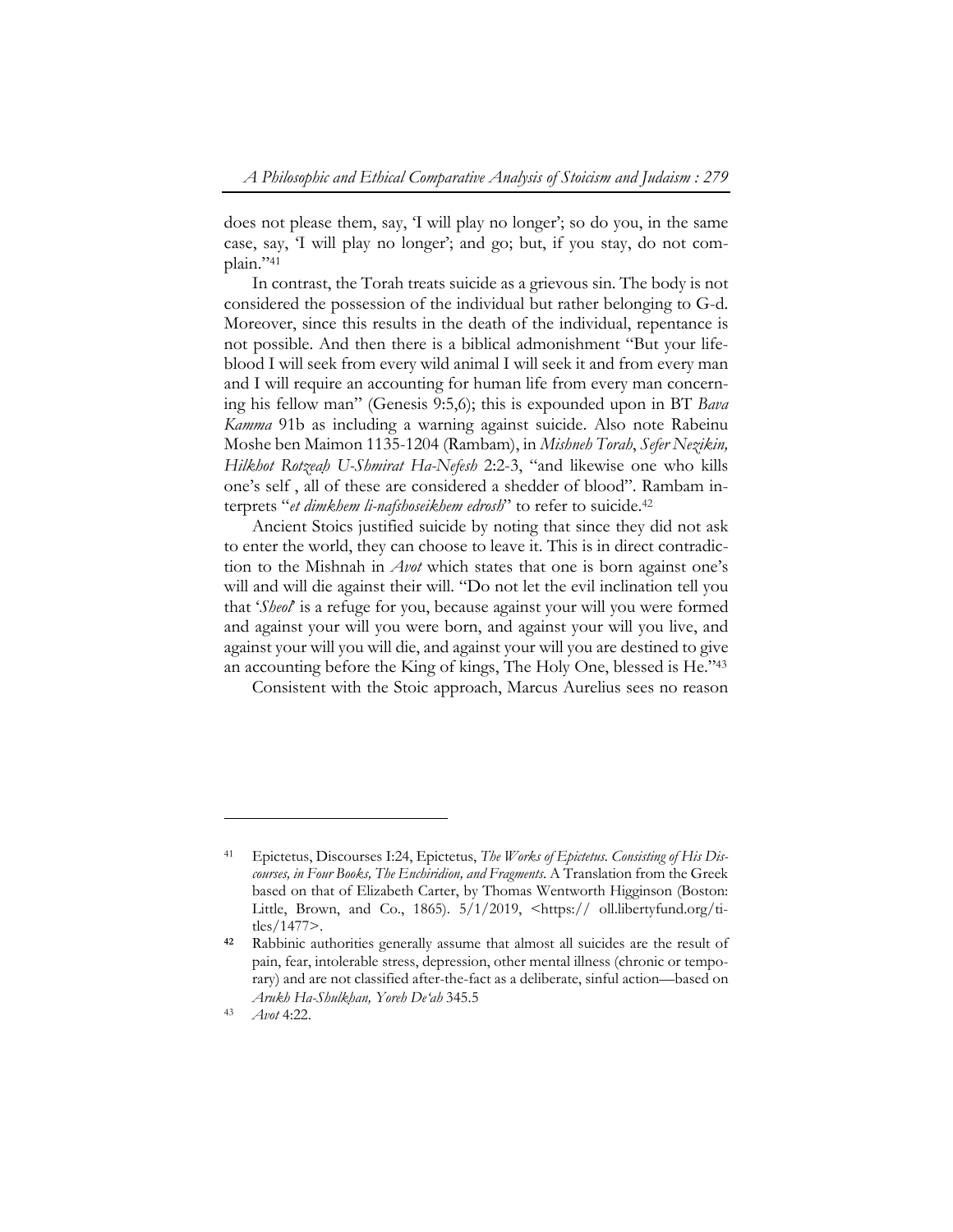does not please them, say, 'I will play no longer'; so do you, in the same case, say, 'I will play no longer'; and go; but, if you stay, do not complain."[41]

In contrast, the Torah treats suicide as a grievous sin. The body is not considered the possession of the individual but rather belonging to G-d. Moreover, since this results in the death of the individual, repentance is not possible. And then there is a biblical admonishment "But your lifeblood I will seek from every wild animal I will seek it and from every man and I will require an accounting for human life from every man concerning his fellow man" (Genesis 9:5,6); this is expounded upon in BT *Bava Kamma* 91b as including a warning against suicide. Also note Rabeinu Moshe ben Maimon 1135-1204 (Rambam), in *Mishneh Torah*, *Sefer Nezikin, Hilkhot Rotzeaḥ U-Shmirat Ha-Nefesh* 2:2-3, "and likewise one who kills one's self , all of these are considered a shedder of blood". Rambam interprets "*et dimkhem li-nafshoseikhem edrosh*" to refer to suicide.[42]

Ancient Stoics justified suicide by noting that since they did not ask to enter the world, they can choose to leave it. This is in direct contradiction to the Mishnah in *Avot* which states that one is born against one's will and will die against their will. "Do not let the evil inclination tell you that '*Sheol*' is a refuge for you, because against your will you were formed and against your will you were born, and against your will you live, and against your will you will die, and against your will you are destined to give an accounting before the King of kings, The Holy One, blessed is He."[43]

Consistent with the Stoic approach, Marcus Aurelius sees no reason

---

[41] Epictetus, Discourses I:24, Epictetus, *The Works of Epictetus. Consisting of His Discourses, in Four Books, The Enchiridion, and Fragments*. A Translation from the Greek based on that of Elizabeth Carter, by Thomas Wentworth Higginson (Boston: Little, Brown, and Co., 1865). 5/1/2019, <https:// oll.libertyfund.org/titles/1477>.

[42] Rabbinic authorities generally assume that almost all suicides are the result of pain, fear, intolerable stress, depression, other mental illness (chronic or temporary) and are not classified after-the-fact as a deliberate, sinful action—based on *Arukh Ha-Shulkhan, Yoreh De'ah* 345.5

[43] *Avot* 4:22.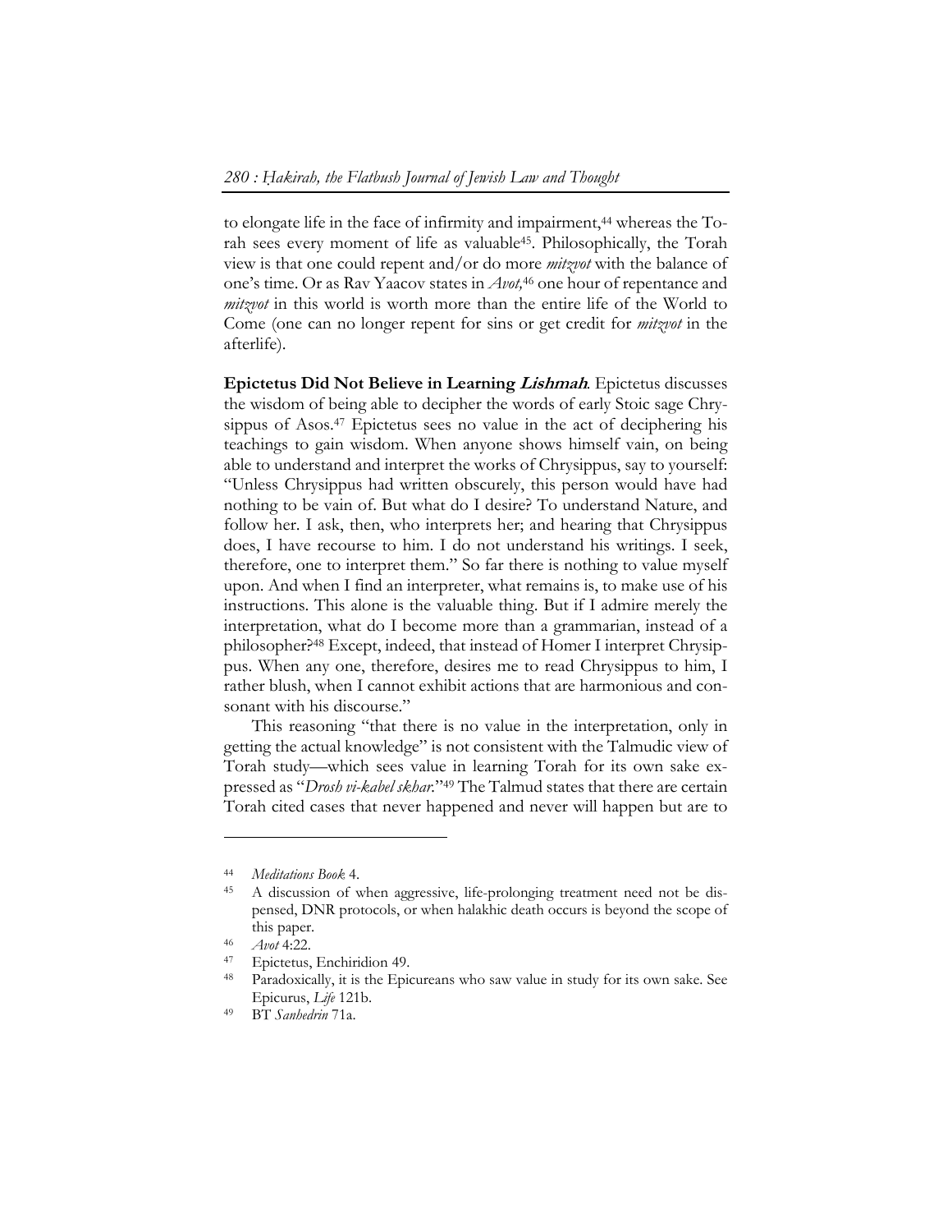to elongate life in the face of infirmity and impairment,[44] whereas the Torah sees every moment of life as valuable[45]. Philosophically, the Torah view is that one could repent and/or do more *mitzvot* with the balance of one's time. Or as Rav Yaacov states in *Avot*,[46] one hour of repentance and *mitzvot* in this world is worth more than the entire life of the World to Come (one can no longer repent for sins or get credit for *mitzvot* in the afterlife).

**Epictetus Did Not Believe in Learning *Lishmah*.** Epictetus discusses the wisdom of being able to decipher the words of early Stoic sage Chrysippus of Asos.[47] Epictetus sees no value in the act of deciphering his teachings to gain wisdom. When anyone shows himself vain, on being able to understand and interpret the works of Chrysippus, say to yourself: "Unless Chrysippus had written obscurely, this person would have had nothing to be vain of. But what do I desire? To understand Nature, and follow her. I ask, then, who interprets her; and hearing that Chrysippus does, I have recourse to him. I do not understand his writings. I seek, therefore, one to interpret them." So far there is nothing to value myself upon. And when I find an interpreter, what remains is, to make use of his instructions. This alone is the valuable thing. But if I admire merely the interpretation, what do I become more than a grammarian, instead of a philosopher?[48] Except, indeed, that instead of Homer I interpret Chrysippus. When any one, therefore, desires me to read Chrysippus to him, I rather blush, when I cannot exhibit actions that are harmonious and consonant with his discourse."

This reasoning "that there is no value in the interpretation, only in getting the actual knowledge" is not consistent with the Talmudic view of Torah study—which sees value in learning Torah for its own sake expressed as "*Drosh vi-kabel skhar*."[49] The Talmud states that there are certain Torah cited cases that never happened and never will happen but are to

---

[44] *Meditations Book* 4.

[45] A discussion of when aggressive, life-prolonging treatment need not be dispensed, DNR protocols, or when halakhic death occurs is beyond the scope of this paper.

[46] *Avot* 4:22.

[47] Epictetus, Enchiridion 49.

[48] Paradoxically, it is the Epicureans who saw value in study for its own sake. See Epicurus, *Life* 121b.

[49] BT *Sanhedrin* 71a.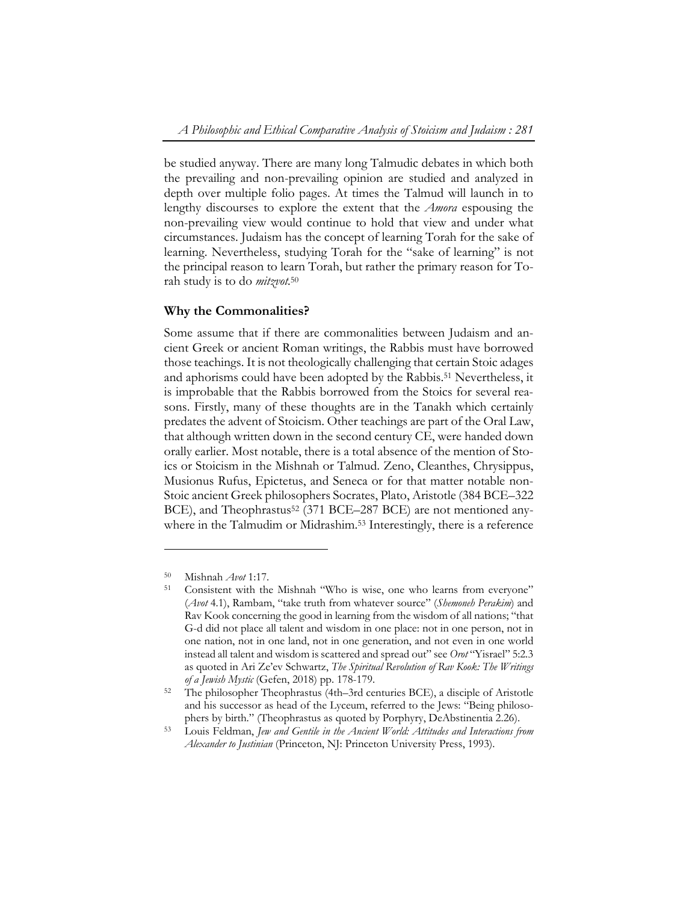be studied anyway. There are many long Talmudic debates in which both the prevailing and non-prevailing opinion are studied and analyzed in depth over multiple folio pages. At times the Talmud will launch in to lengthy discourses to explore the extent that the *Amora* espousing the non-prevailing view would continue to hold that view and under what circumstances. Judaism has the concept of learning Torah for the sake of learning. Nevertheless, studying Torah for the "sake of learning" is not the principal reason to learn Torah, but rather the primary reason for Torah study is to do *mitzvot*.[50]

## Why the Commonalities?

Some assume that if there are commonalities between Judaism and ancient Greek or ancient Roman writings, the Rabbis must have borrowed those teachings. It is not theologically challenging that certain Stoic adages and aphorisms could have been adopted by the Rabbis.[51] Nevertheless, it is improbable that the Rabbis borrowed from the Stoics for several reasons. Firstly, many of these thoughts are in the Tanakh which certainly predates the advent of Stoicism. Other teachings are part of the Oral Law, that although written down in the second century CE, were handed down orally earlier. Most notable, there is a total absence of the mention of Stoics or Stoicism in the Mishnah or Talmud. Zeno, Cleanthes, Chrysippus, Musionus Rufus, Epictetus, and Seneca or for that matter notable non-Stoic ancient Greek philosophers Socrates, Plato, Aristotle (384 BCE–322 BCE), and Theophrastus[52] (371 BCE–287 BCE) are not mentioned anywhere in the Talmudim or Midrashim.[53] Interestingly, there is a reference

---

[50] Mishnah *Avot* 1:17.

[51] Consistent with the Mishnah "Who is wise, one who learns from everyone" (*Avot* 4.1), Rambam, "take truth from whatever source" (*Shemoneh Perakim*) and Rav Kook concerning the good in learning from the wisdom of all nations; "that G-d did not place all talent and wisdom in one place: not in one person, not in one nation, not in one land, not in one generation, and not even in one world instead all talent and wisdom is scattered and spread out" see *Orot* "Yisrael" 5:2.3 as quoted in Ari Ze'ev Schwartz, *The Spiritual Revolution of Rav Kook: The Writings of a Jewish Mystic* (Gefen, 2018) pp. 178-179.

[52] The philosopher Theophrastus (4th–3rd centuries BCE), a disciple of Aristotle and his successor as head of the Lyceum, referred to the Jews: "Being philosophers by birth." (Theophrastus as quoted by Porphyry, DeAbstinentia 2.26).

[53] Louis Feldman, *Jew and Gentile in the Ancient World: Attitudes and Interactions from Alexander to Justinian* (Princeton, NJ: Princeton University Press, 1993).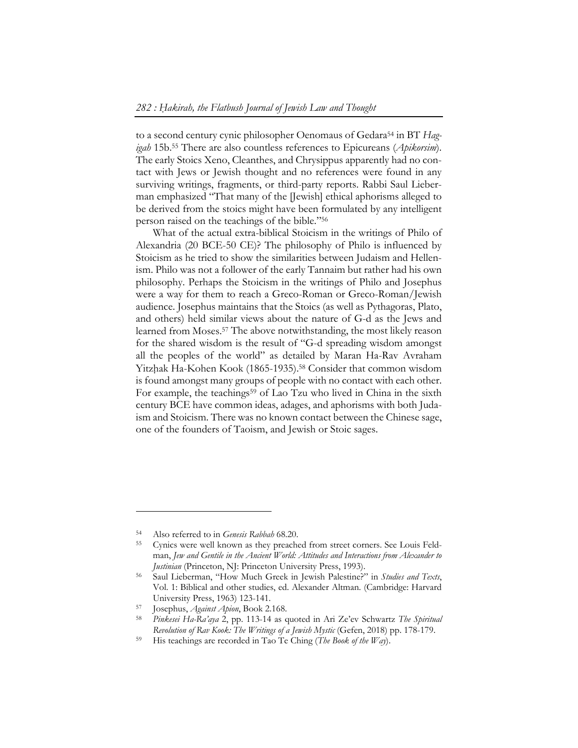to a second century cynic philosopher Oenomaus of Gedara[54] in BT *Hagigah* 15b.[55] There are also countless references to Epicureans (*Apikorsim*). The early Stoics Xeno, Cleanthes, and Chrysippus apparently had no contact with Jews or Jewish thought and no references were found in any surviving writings, fragments, or third-party reports. Rabbi Saul Lieberman emphasized "That many of the [Jewish] ethical aphorisms alleged to be derived from the stoics might have been formulated by any intelligent person raised on the teachings of the bible."[56]

What of the actual extra-biblical Stoicism in the writings of Philo of Alexandria (20 BCE-50 CE)? The philosophy of Philo is influenced by Stoicism as he tried to show the similarities between Judaism and Hellenism. Philo was not a follower of the early Tannaim but rather had his own philosophy. Perhaps the Stoicism in the writings of Philo and Josephus were a way for them to reach a Greco-Roman or Greco-Roman/Jewish audience. Josephus maintains that the Stoics (as well as Pythagoras, Plato, and others) held similar views about the nature of G-d as the Jews and learned from Moses.[57] The above notwithstanding, the most likely reason for the shared wisdom is the result of "G-d spreading wisdom amongst all the peoples of the world" as detailed by Maran Ha-Rav Avraham Yitzḥak Ha-Kohen Kook (1865-1935).[58] Consider that common wisdom is found amongst many groups of people with no contact with each other. For example, the teachings[59] of Lao Tzu who lived in China in the sixth century BCE have common ideas, adages, and aphorisms with both Judaism and Stoicism. There was no known contact between the Chinese sage, one of the founders of Taoism, and Jewish or Stoic sages.

---

[54] Also referred to in *Genesis Rabbah* 68.20.

[55] Cynics were well known as they preached from street corners. See Louis Feldman, *Jew and Gentile in the Ancient World: Attitudes and Interactions from Alexander to Justinian* (Princeton, NJ: Princeton University Press, 1993).

[56] Saul Lieberman, "How Much Greek in Jewish Palestine?" in *Studies and Texts*, Vol. 1: Biblical and other studies, ed. Alexander Altman. (Cambridge: Harvard University Press, 1963) 123-141.

[57] Josephus, *Against Apion*, Book 2.168.

[58] *Pinkesei Ha-Ra'aya* 2, pp. 113-14 as quoted in Ari Ze'ev Schwartz *The Spiritual Revolution of Rav Kook: The Writings of a Jewish Mystic* (Gefen, 2018) pp. 178-179.

[59] His teachings are recorded in Tao Te Ching (*The Book of the Way*).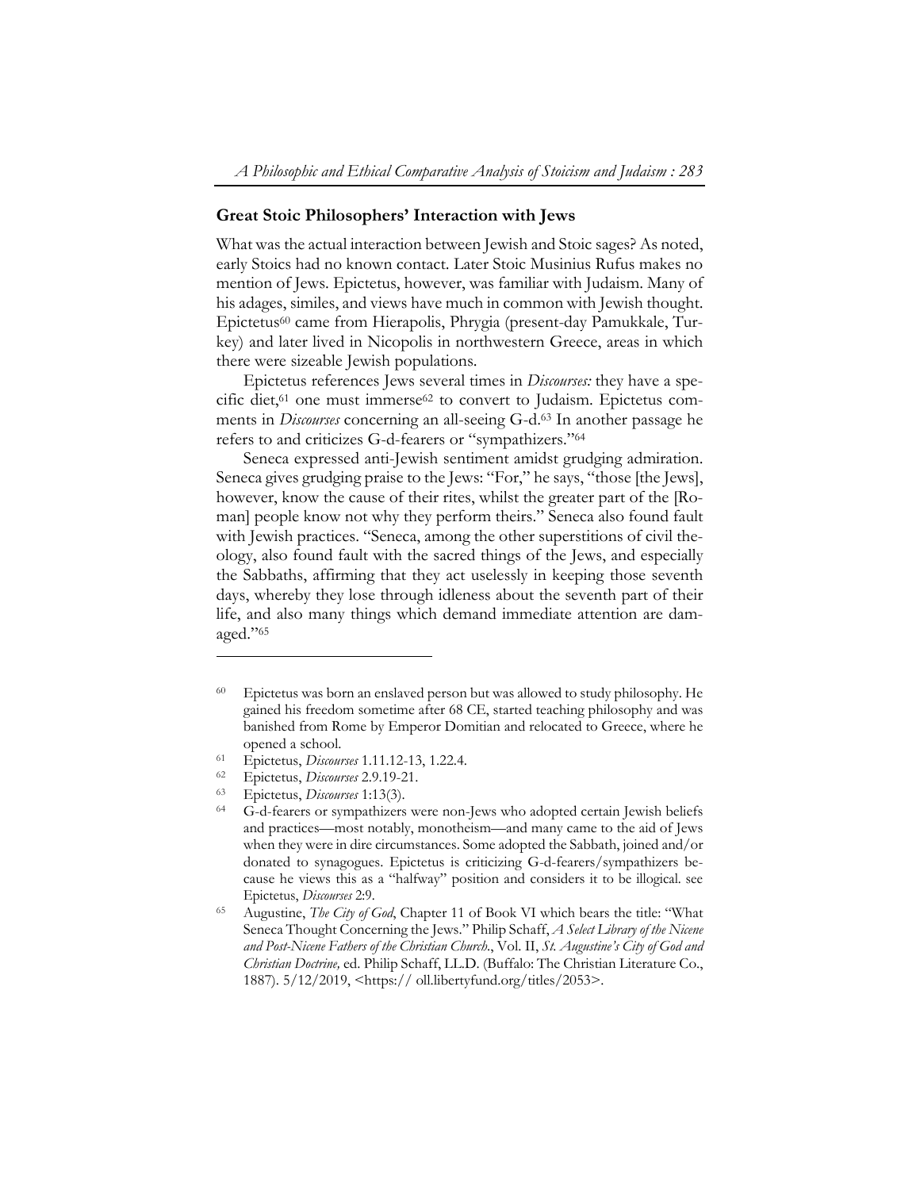## Great Stoic Philosophers' Interaction with Jews

What was the actual interaction between Jewish and Stoic sages? As noted, early Stoics had no known contact. Later Stoic Musinius Rufus makes no mention of Jews. Epictetus, however, was familiar with Judaism. Many of his adages, similes, and views have much in common with Jewish thought. Epictetus[60] came from Hierapolis, Phrygia (present-day Pamukkale, Turkey) and later lived in Nicopolis in northwestern Greece, areas in which there were sizeable Jewish populations.

Epictetus references Jews several times in *Discourses:* they have a specific diet,[61] one must immerse[62] to convert to Judaism. Epictetus comments in *Discourses* concerning an all-seeing G-d.[63] In another passage he refers to and criticizes G-d-fearers or "sympathizers."[64]

Seneca expressed anti-Jewish sentiment amidst grudging admiration. Seneca gives grudging praise to the Jews: "For," he says, "those [the Jews], however, know the cause of their rites, whilst the greater part of the [Roman] people know not why they perform theirs." Seneca also found fault with Jewish practices. "Seneca, among the other superstitions of civil theology, also found fault with the sacred things of the Jews, and especially the Sabbaths, affirming that they act uselessly in keeping those seventh days, whereby they lose through idleness about the seventh part of their life, and also many things which demand immediate attention are damaged."[65]

---

[60] Epictetus was born an enslaved person but was allowed to study philosophy. He gained his freedom sometime after 68 CE, started teaching philosophy and was banished from Rome by Emperor Domitian and relocated to Greece, where he opened a school.

[61] Epictetus, *Discourses* 1.11.12-13, 1.22.4.

[62] Epictetus, *Discourses* 2.9.19-21.

[63] Epictetus, *Discourses* 1:13(3).

[64] G-d-fearers or sympathizers were non-Jews who adopted certain Jewish beliefs and practices—most notably, monotheism—and many came to the aid of Jews when they were in dire circumstances. Some adopted the Sabbath, joined and/or donated to synagogues. Epictetus is criticizing G-d-fearers/sympathizers because he views this as a "halfway" position and considers it to be illogical. see Epictetus, *Discourses* 2:9.

[65] Augustine, *The City of God*, Chapter 11 of Book VI which bears the title: "What Seneca Thought Concerning the Jews." Philip Schaff, *A Select Library of the Nicene and Post-Nicene Fathers of the Christian Church*., Vol. II, *St. Augustine's City of God and Christian Doctrine,* ed. Philip Schaff, LL.D. (Buffalo: The Christian Literature Co., 1887). 5/12/2019, <https:// oll.libertyfund.org/titles/2053>.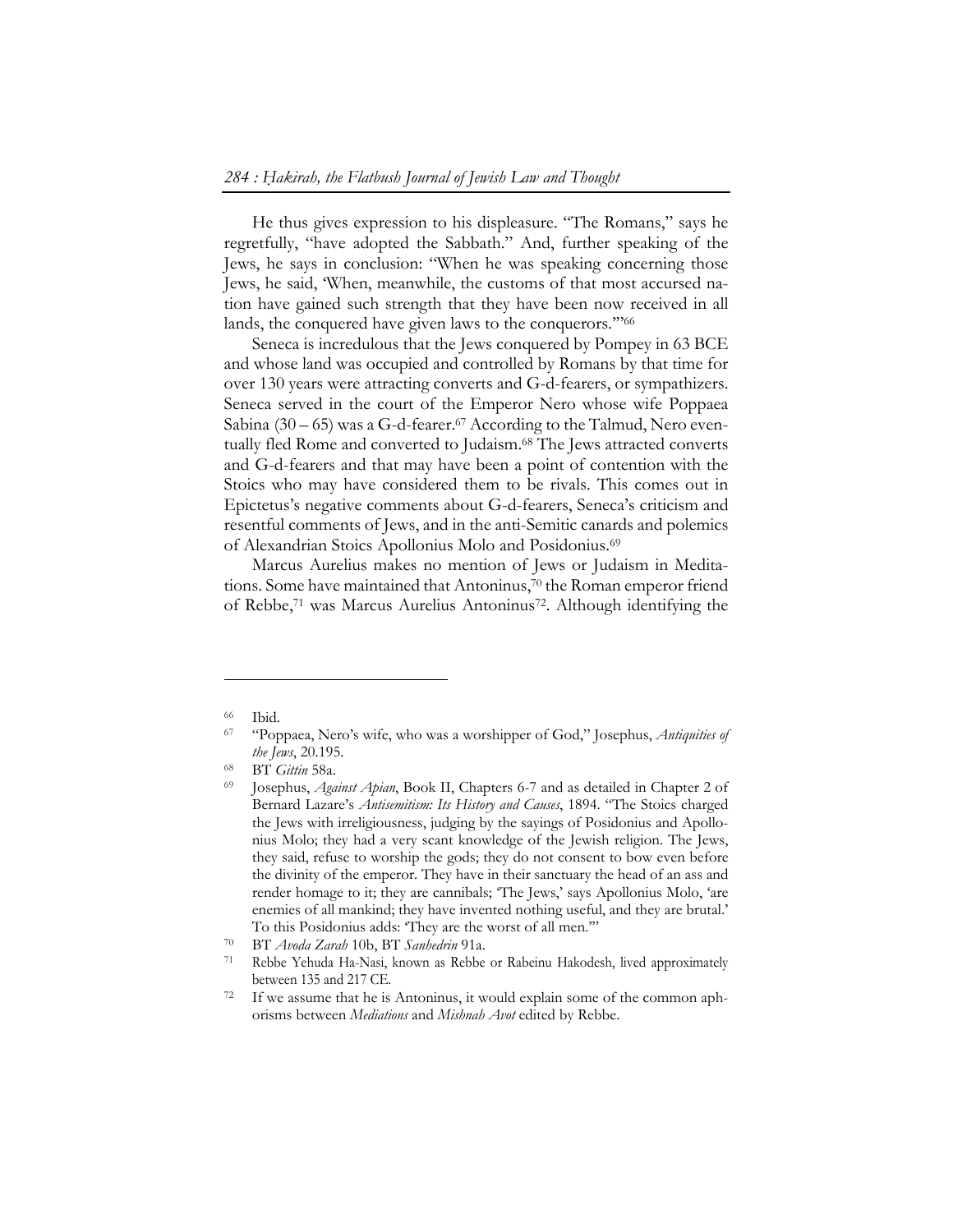He thus gives expression to his displeasure. "The Romans," says he regretfully, "have adopted the Sabbath." And, further speaking of the Jews, he says in conclusion: "When he was speaking concerning those Jews, he said, 'When, meanwhile, the customs of that most accursed nation have gained such strength that they have been now received in all lands, the conquered have given laws to the conquerors.'"[66]

Seneca is incredulous that the Jews conquered by Pompey in 63 BCE and whose land was occupied and controlled by Romans by that time for over 130 years were attracting converts and G-d-fearers, or sympathizers. Seneca served in the court of the Emperor Nero whose wife Poppaea Sabina (30 – 65) was a G-d-fearer.[67] According to the Talmud, Nero eventually fled Rome and converted to Judaism.[68] The Jews attracted converts and G-d-fearers and that may have been a point of contention with the Stoics who may have considered them to be rivals. This comes out in Epictetus's negative comments about G-d-fearers, Seneca's criticism and resentful comments of Jews, and in the anti-Semitic canards and polemics of Alexandrian Stoics Apollonius Molo and Posidonius.[69]

Marcus Aurelius makes no mention of Jews or Judaism in Meditations. Some have maintained that Antoninus,[70] the Roman emperor friend of Rebbe,[71] was Marcus Aurelius Antoninus[72]. Although identifying the

---

[66] Ibid.

[67] "Poppaea, Nero's wife, who was a worshipper of God," Josephus, *Antiquities of the Jews*, 20.195.

[68] BT *Gittin* 58a.

[69] Josephus, *Against Apian*, Book II, Chapters 6-7 and as detailed in Chapter 2 of Bernard Lazare's *Antisemitism: Its History and Causes*, 1894. "The Stoics charged the Jews with irreligiousness, judging by the sayings of Posidonius and Apollonius Molo; they had a very scant knowledge of the Jewish religion. The Jews, they said, refuse to worship the gods; they do not consent to bow even before the divinity of the emperor. They have in their sanctuary the head of an ass and render homage to it; they are cannibals; 'The Jews,' says Apollonius Molo, 'are enemies of all mankind; they have invented nothing useful, and they are brutal.' To this Posidonius adds: 'They are the worst of all men.'"

[70] BT *Avoda Zarah* 10b, BT *Sanhedrin* 91a.

[71] Rebbe Yehuda Ha-Nasi, known as Rebbe or Rabeinu Hakodesh, lived approximately between 135 and 217 CE.

[72] If we assume that he is Antoninus, it would explain some of the common aphorisms between *Mediations* and *Mishnah Avot* edited by Rebbe.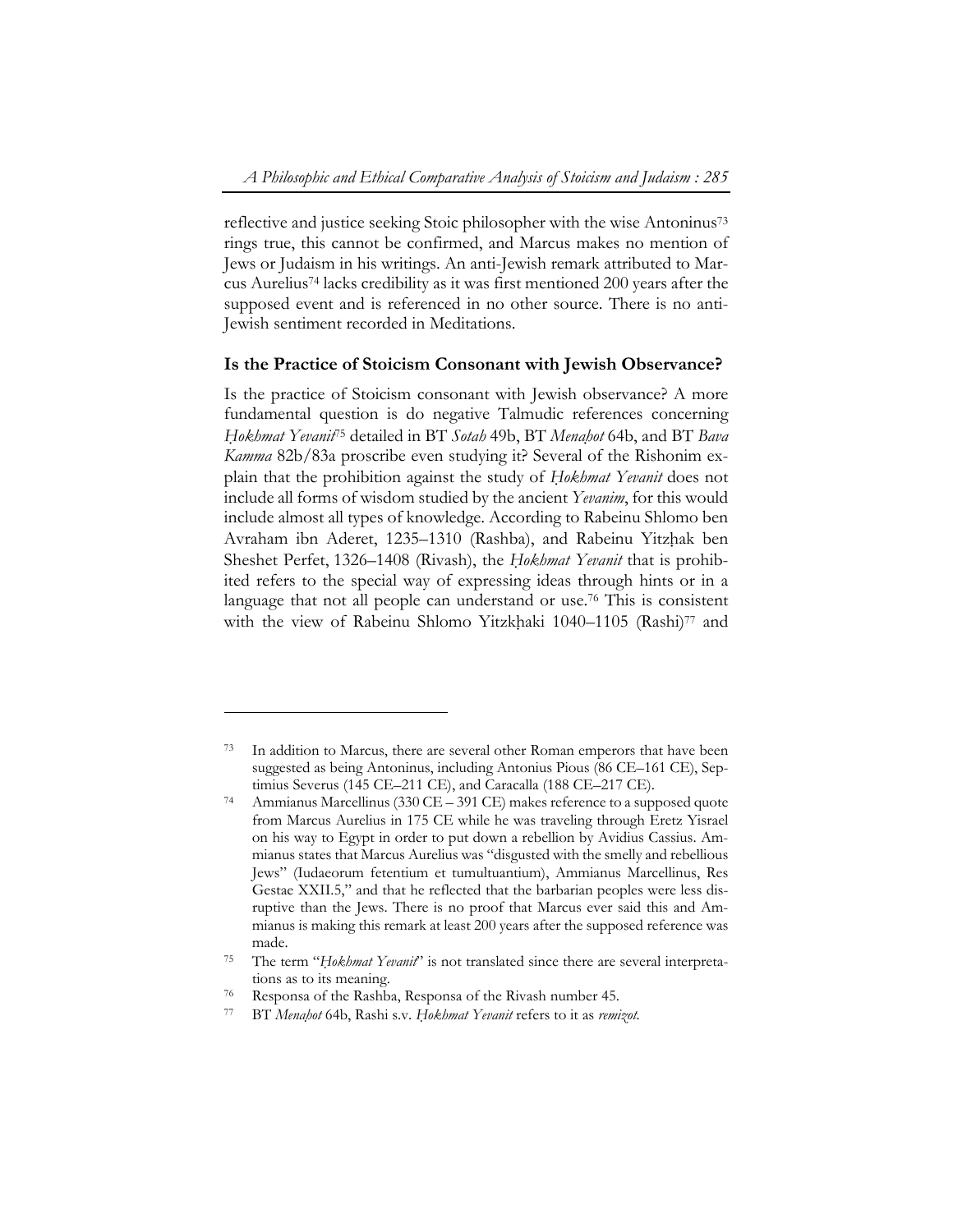reflective and justice seeking Stoic philosopher with the wise Antoninus[73] rings true, this cannot be confirmed, and Marcus makes no mention of Jews or Judaism in his writings. An anti-Jewish remark attributed to Marcus Aurelius[74] lacks credibility as it was first mentioned 200 years after the supposed event and is referenced in no other source. There is no anti-Jewish sentiment recorded in Meditations.

### Is the Practice of Stoicism Consonant with Jewish Observance?

Is the practice of Stoicism consonant with Jewish observance? A more fundamental question is do negative Talmudic references concerning *Ḥokhmat Yevanit*[75] detailed in BT *Sotah* 49b, BT *Menaḥot* 64b, and BT *Bava Kamma* 82b/83a proscribe even studying it? Several of the Rishonim explain that the prohibition against the study of *Ḥokhmat Yevanit* does not include all forms of wisdom studied by the ancient *Yevanim*, for this would include almost all types of knowledge. According to Rabeinu Shlomo ben Avraham ibn Aderet, 1235–1310 (Rashba), and Rabeinu Yitzḥak ben Sheshet Perfet, 1326–1408 (Rivash), the *Ḥokhmat Yevanit* that is prohibited refers to the special way of expressing ideas through hints or in a language that not all people can understand or use.[76] This is consistent with the view of Rabeinu Shlomo Yitzkḥaki 1040–1105 (Rashi)[77] and

---

[73] In addition to Marcus, there are several other Roman emperors that have been suggested as being Antoninus, including Antonius Pious (86 CE–161 CE), Septimius Severus (145 CE–211 CE), and Caracalla (188 CE–217 CE).

[74] Ammianus Marcellinus (330 CE – 391 CE) makes reference to a supposed quote from Marcus Aurelius in 175 CE while he was traveling through Eretz Yisrael on his way to Egypt in order to put down a rebellion by Avidius Cassius. Ammianus states that Marcus Aurelius was "disgusted with the smelly and rebellious Jews" (Iudaeorum fetentium et tumultuantium), Ammianus Marcellinus, Res Gestae XXII.5," and that he reflected that the barbarian peoples were less disruptive than the Jews. There is no proof that Marcus ever said this and Ammianus is making this remark at least 200 years after the supposed reference was made.

[75] The term "*Ḥokhmat Yevanit*" is not translated since there are several interpretations as to its meaning.

[76] Responsa of the Rashba, Responsa of the Rivash number 45.

[77] BT *Menaḥot* 64b, Rashi s.v. *Ḥokhmat Yevanit* refers to it as *remizot*.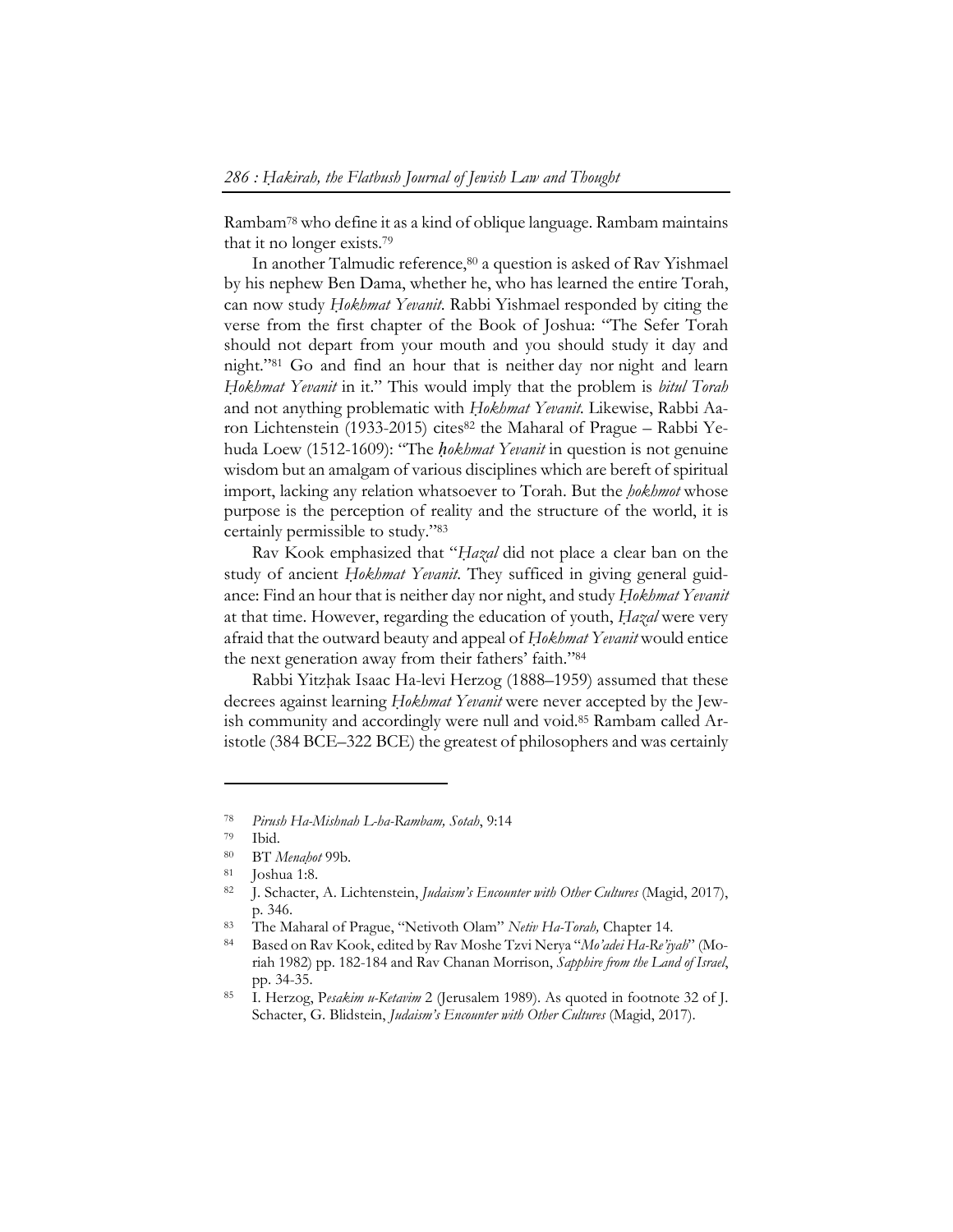Rambam[78] who define it as a kind of oblique language. Rambam maintains that it no longer exists.[79]

In another Talmudic reference,[80] a question is asked of Rav Yishmael by his nephew Ben Dama, whether he, who has learned the entire Torah, can now study *Ḥokhmat Yevanit*. Rabbi Yishmael responded by citing the verse from the first chapter of the Book of Joshua: "The Sefer Torah should not depart from your mouth and you should study it day and night."[81] Go and find an hour that is neither day nor night and learn *Ḥokhmat Yevanit* in it." This would imply that the problem is *bitul Torah* and not anything problematic with *Ḥokhmat Yevanit.* Likewise, Rabbi Aaron Lichtenstein (1933-2015) cites[82] the Maharal of Prague – Rabbi Yehuda Loew (1512-1609): "The *ḥokhmat Yevanit* in question is not genuine wisdom but an amalgam of various disciplines which are bereft of spiritual import, lacking any relation whatsoever to Torah. But the *ḥokhmot* whose purpose is the perception of reality and the structure of the world, it is certainly permissible to study."[83]

Rav Kook emphasized that "*Ḥazal* did not place a clear ban on the study of ancient *Ḥokhmat Yevanit*. They sufficed in giving general guidance: Find an hour that is neither day nor night, and study *Ḥokhmat Yevanit* at that time. However, regarding the education of youth, *Ḥazal* were very afraid that the outward beauty and appeal of *Ḥokhmat Yevanit* would entice the next generation away from their fathers' faith."[84]

Rabbi Yitzḥak Isaac Ha-levi Herzog (1888–1959) assumed that these decrees against learning *Ḥokhmat Yevanit* were never accepted by the Jewish community and accordingly were null and void.[85] Rambam called Aristotle (384 BCE–322 BCE) the greatest of philosophers and was certainly

---

[78] *Pirush Ha-Mishnah L-ha-Rambam, Sotah*, 9:14

[79] Ibid.

[80] BT *Menaḥot* 99b.

[81] Joshua 1:8.

[82] J. Schacter, A. Lichtenstein, *Judaism's Encounter with Other Cultures* (Magid, 2017), p. 346.

[83] The Maharal of Prague, "Netivoth Olam" *Netiv Ha-Torah,* Chapter 14.

[84] Based on Rav Kook, edited by Rav Moshe Tzvi Nerya "*Mo'adei Ha-Re'iyah*" (Moriah 1982) pp. 182-184 and Rav Chanan Morrison, *Sapphire from the Land of Israel*, pp. 34-35.

[85] I. Herzog, P*esakim u-Ketavim* 2 (Jerusalem 1989). As quoted in footnote 32 of J. Schacter, G. Blidstein, *Judaism's Encounter with Other Cultures* (Magid, 2017).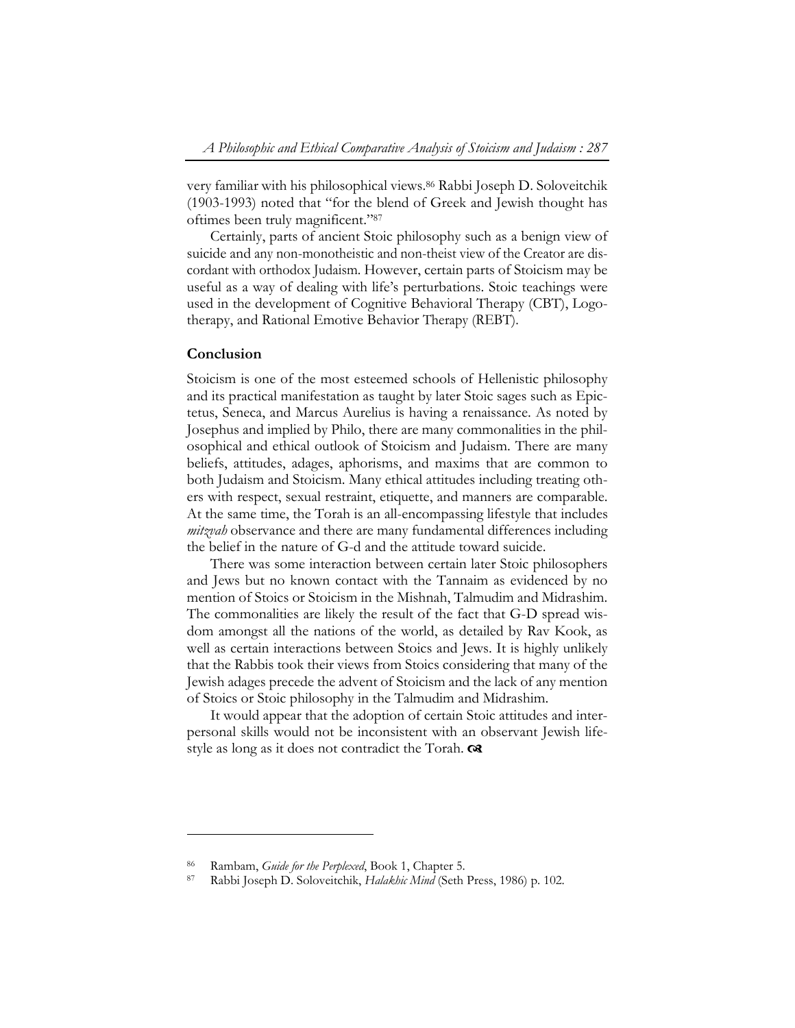very familiar with his philosophical views.[86] Rabbi Joseph D. Soloveitchik (1903-1993) noted that "for the blend of Greek and Jewish thought has oftimes been truly magnificent."[87]

Certainly, parts of ancient Stoic philosophy such as a benign view of suicide and any non-monotheistic and non-theist view of the Creator are discordant with orthodox Judaism. However, certain parts of Stoicism may be useful as a way of dealing with life's perturbations. Stoic teachings were used in the development of Cognitive Behavioral Therapy (CBT), Logotherapy, and Rational Emotive Behavior Therapy (REBT).

## Conclusion

Stoicism is one of the most esteemed schools of Hellenistic philosophy and its practical manifestation as taught by later Stoic sages such as Epictetus, Seneca, and Marcus Aurelius is having a renaissance. As noted by Josephus and implied by Philo, there are many commonalities in the philosophical and ethical outlook of Stoicism and Judaism. There are many beliefs, attitudes, adages, aphorisms, and maxims that are common to both Judaism and Stoicism. Many ethical attitudes including treating others with respect, sexual restraint, etiquette, and manners are comparable. At the same time, the Torah is an all-encompassing lifestyle that includes *mitzvah* observance and there are many fundamental differences including the belief in the nature of G-d and the attitude toward suicide.

There was some interaction between certain later Stoic philosophers and Jews but no known contact with the Tannaim as evidenced by no mention of Stoics or Stoicism in the Mishnah, Talmudim and Midrashim. The commonalities are likely the result of the fact that G-D spread wisdom amongst all the nations of the world, as detailed by Rav Kook, as well as certain interactions between Stoics and Jews. It is highly unlikely that the Rabbis took their views from Stoics considering that many of the Jewish adages precede the advent of Stoicism and the lack of any mention of Stoics or Stoic philosophy in the Talmudim and Midrashim.

It would appear that the adoption of certain Stoic attitudes and interpersonal skills would not be inconsistent with an observant Jewish lifestyle as long as it does not contradict the Torah.

---

[86] Rambam, *Guide for the Perplexed*, Book 1, Chapter 5.

[87] Rabbi Joseph D. Soloveitchik, *Halakhic Mind* (Seth Press, 1986) p. 102.